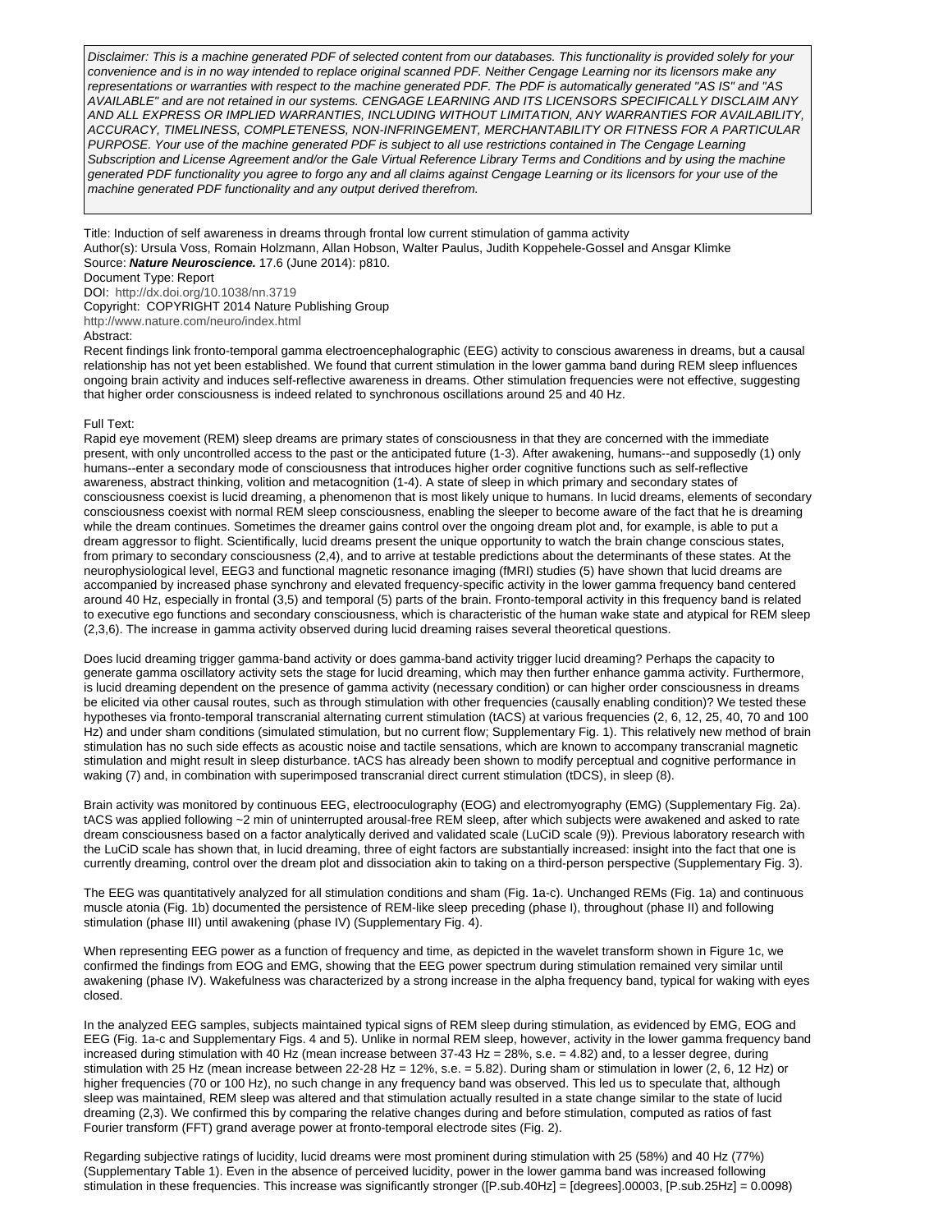*Disclaimer: This is a machine generated PDF of selected content from our databases. This functionality is provided solely for your convenience and is in no way intended to replace original scanned PDF. Neither Cengage Learning nor its licensors make any representations or warranties with respect to the machine generated PDF. The PDF is automatically generated "AS IS" and "AS AVAILABLE" and are not retained in our systems. CENGAGE LEARNING AND ITS LICENSORS SPECIFICALLY DISCLAIM ANY AND ALL EXPRESS OR IMPLIED WARRANTIES, INCLUDING WITHOUT LIMITATION, ANY WARRANTIES FOR AVAILABILITY, ACCURACY, TIMELINESS, COMPLETENESS, NON-INFRINGEMENT, MERCHANTABILITY OR FITNESS FOR A PARTICULAR PURPOSE. Your use of the machine generated PDF is subject to all use restrictions contained in The Cengage Learning Subscription and License Agreement and/or the Gale Virtual Reference Library Terms and Conditions and by using the machine generated PDF functionality you agree to forgo any and all claims against Cengage Learning or its licensors for your use of the machine generated PDF functionality and any output derived therefrom.*

Title: Induction of self awareness in dreams through frontal low current stimulation of gamma activity
Author(s): Ursula Voss, Romain Holzmann, Allan Hobson, Walter Paulus, Judith Koppehele-Gossel and Ansgar Klimke
Source: ***Nature Neuroscience.*** 17.6 (June 2014): p810.
Document Type: Report
DOI: http://dx.doi.org/10.1038/nn.3719
Copyright: COPYRIGHT 2014 Nature Publishing Group
http://www.nature.com/neuro/index.html
Abstract:

Recent findings link fronto-temporal gamma electroencephalographic (EEG) activity to conscious awareness in dreams, but a causal relationship has not yet been established. We found that current stimulation in the lower gamma band during REM sleep influences ongoing brain activity and induces self-reflective awareness in dreams. Other stimulation frequencies were not effective, suggesting that higher order consciousness is indeed related to synchronous oscillations around 25 and 40 Hz.

Full Text:

Rapid eye movement (REM) sleep dreams are primary states of consciousness in that they are concerned with the immediate present, with only uncontrolled access to the past or the anticipated future (1-3). After awakening, humans--and supposedly (1) only humans--enter a secondary mode of consciousness that introduces higher order cognitive functions such as self-reflective awareness, abstract thinking, volition and metacognition (1-4). A state of sleep in which primary and secondary states of consciousness coexist is lucid dreaming, a phenomenon that is most likely unique to humans. In lucid dreams, elements of secondary consciousness coexist with normal REM sleep consciousness, enabling the sleeper to become aware of the fact that he is dreaming while the dream continues. Sometimes the dreamer gains control over the ongoing dream plot and, for example, is able to put a dream aggressor to flight. Scientifically, lucid dreams present the unique opportunity to watch the brain change conscious states, from primary to secondary consciousness (2,4), and to arrive at testable predictions about the determinants of these states. At the neurophysiological level, EEG3 and functional magnetic resonance imaging (fMRI) studies (5) have shown that lucid dreams are accompanied by increased phase synchrony and elevated frequency-specific activity in the lower gamma frequency band centered around 40 Hz, especially in frontal (3,5) and temporal (5) parts of the brain. Fronto-temporal activity in this frequency band is related to executive ego functions and secondary consciousness, which is characteristic of the human wake state and atypical for REM sleep (2,3,6). The increase in gamma activity observed during lucid dreaming raises several theoretical questions.

Does lucid dreaming trigger gamma-band activity or does gamma-band activity trigger lucid dreaming? Perhaps the capacity to generate gamma oscillatory activity sets the stage for lucid dreaming, which may then further enhance gamma activity. Furthermore, is lucid dreaming dependent on the presence of gamma activity (necessary condition) or can higher order consciousness in dreams be elicited via other causal routes, such as through stimulation with other frequencies (causally enabling condition)? We tested these hypotheses via fronto-temporal transcranial alternating current stimulation (tACS) at various frequencies (2, 6, 12, 25, 40, 70 and 100 Hz) and under sham conditions (simulated stimulation, but no current flow; Supplementary Fig. 1). This relatively new method of brain stimulation has no such side effects as acoustic noise and tactile sensations, which are known to accompany transcranial magnetic stimulation and might result in sleep disturbance. tACS has already been shown to modify perceptual and cognitive performance in waking (7) and, in combination with superimposed transcranial direct current stimulation (tDCS), in sleep (8).

Brain activity was monitored by continuous EEG, electrooculography (EOG) and electromyography (EMG) (Supplementary Fig. 2a). tACS was applied following ~2 min of uninterrupted arousal-free REM sleep, after which subjects were awakened and asked to rate dream consciousness based on a factor analytically derived and validated scale (LuCiD scale (9)). Previous laboratory research with the LuCiD scale has shown that, in lucid dreaming, three of eight factors are substantially increased: insight into the fact that one is currently dreaming, control over the dream plot and dissociation akin to taking on a third-person perspective (Supplementary Fig. 3).

The EEG was quantitatively analyzed for all stimulation conditions and sham (Fig. 1a-c). Unchanged REMs (Fig. 1a) and continuous muscle atonia (Fig. 1b) documented the persistence of REM-like sleep preceding (phase I), throughout (phase II) and following stimulation (phase III) until awakening (phase IV) (Supplementary Fig. 4).

When representing EEG power as a function of frequency and time, as depicted in the wavelet transform shown in Figure 1c, we confirmed the findings from EOG and EMG, showing that the EEG power spectrum during stimulation remained very similar until awakening (phase IV). Wakefulness was characterized by a strong increase in the alpha frequency band, typical for waking with eyes closed.

In the analyzed EEG samples, subjects maintained typical signs of REM sleep during stimulation, as evidenced by EMG, EOG and EEG (Fig. 1a-c and Supplementary Figs. 4 and 5). Unlike in normal REM sleep, however, activity in the lower gamma frequency band increased during stimulation with 40 Hz (mean increase between 37-43 Hz = 28%, s.e. = 4.82) and, to a lesser degree, during stimulation with 25 Hz (mean increase between 22-28 Hz = 12%, s.e. = 5.82). During sham or stimulation in lower (2, 6, 12 Hz) or higher frequencies (70 or 100 Hz), no such change in any frequency band was observed. This led us to speculate that, although sleep was maintained, REM sleep was altered and that stimulation actually resulted in a state change similar to the state of lucid dreaming (2,3). We confirmed this by comparing the relative changes during and before stimulation, computed as ratios of fast Fourier transform (FFT) grand average power at fronto-temporal electrode sites (Fig. 2).

Regarding subjective ratings of lucidity, lucid dreams were most prominent during stimulation with 25 (58%) and 40 Hz (77%) (Supplementary Table 1). Even in the absence of perceived lucidity, power in the lower gamma band was increased following stimulation in these frequencies. This increase was significantly stronger ([P.sub.40Hz] = [degrees].00003, [P.sub.25Hz] = 0.0098)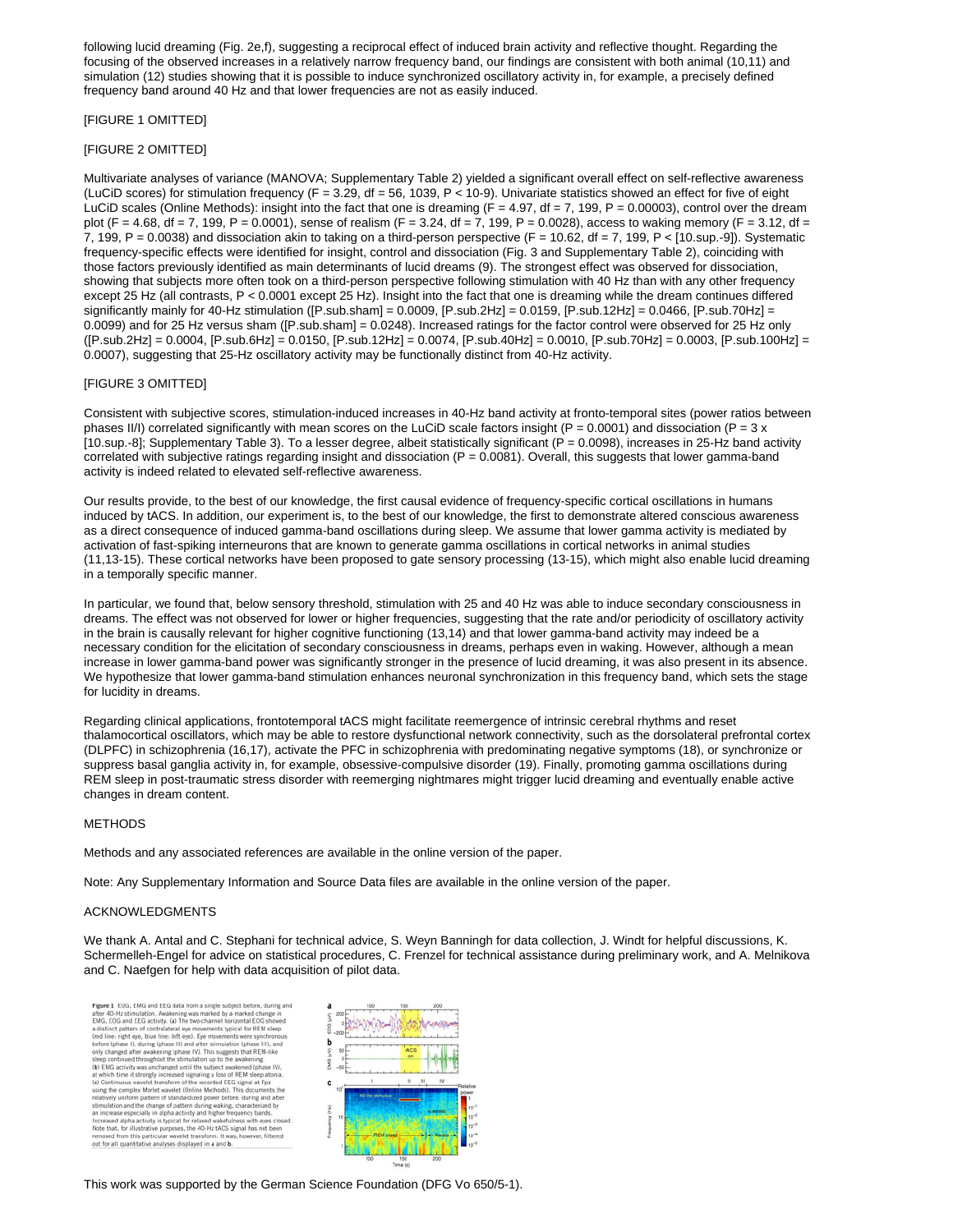following lucid dreaming (Fig. 2e,f), suggesting a reciprocal effect of induced brain activity and reflective thought. Regarding the focusing of the observed increases in a relatively narrow frequency band, our findings are consistent with both animal (10,11) and simulation (12) studies showing that it is possible to induce synchronized oscillatory activity in, for example, a precisely defined frequency band around 40 Hz and that lower frequencies are not as easily induced.

[FIGURE 1 OMITTED]

[FIGURE 2 OMITTED]

Multivariate analyses of variance (MANOVA; Supplementary Table 2) yielded a significant overall effect on self-reflective awareness (LuCiD scores) for stimulation frequency ($F = 3.29$, df = 56, 1039, $P < 10^{-9}$). Univariate statistics showed an effect for five of eight LuCiD scales (Online Methods): insight into the fact that one is dreaming ($F = 4.97$, df = 7, 199, $P = 0.00003$), control over the dream plot ($F = 4.68$, df = 7, 199, $P = 0.0001$), sense of realism ($F = 3.24$, df = 7, 199, $P = 0.0028$), access to waking memory ($F = 3.12$, df = 7, 199, $P = 0.0038$) and dissociation akin to taking on a third-person perspective ($F = 10.62$, df = 7, 199, $P < 10^{-9}$). Systematic frequency-specific effects were identified for insight, control and dissociation (Fig. 3 and Supplementary Table 2), coinciding with those factors previously identified as main determinants of lucid dreams (9). The strongest effect was observed for dissociation, showing that subjects more often took on a third-person perspective following stimulation with 40 Hz than with any other frequency except 25 Hz (all contrasts, $P < 0.0001$ except 25 Hz). Insight into the fact that one is dreaming while the dream continues differed significantly mainly for 40-Hz stimulation ($P_{sham} = 0.0009$, $P_{2Hz} = 0.0159$, $P_{12Hz} = 0.0466$, $P_{70Hz} = 0.0099$) and for 25 Hz versus sham ($P_{sham} = 0.0248$). Increased ratings for the factor control were observed for 25 Hz only ($P_{2Hz} = 0.0004$, $P_{6Hz} = 0.0150$, $P_{12Hz} = 0.0074$, $P_{40Hz} = 0.0010$, $P_{70Hz} = 0.0003$, $P_{100Hz} = 0.0007$), suggesting that 25-Hz oscillatory activity may be functionally distinct from 40-Hz activity.

[FIGURE 3 OMITTED]

Consistent with subjective scores, stimulation-induced increases in 40-Hz band activity at fronto-temporal sites (power ratios between phases II/I) correlated significantly with mean scores on the LuCiD scale factors insight ($P = 0.0001$) and dissociation ($P = 3 \times 10^{-8}$; Supplementary Table 3). To a lesser degree, albeit statistically significant ($P = 0.0098$), increases in 25-Hz band activity correlated with subjective ratings regarding insight and dissociation ($P = 0.0081$). Overall, this suggests that lower gamma-band activity is indeed related to elevated self-reflective awareness.

Our results provide, to the best of our knowledge, the first causal evidence of frequency-specific cortical oscillations in humans induced by tACS. In addition, our experiment is, to the best of our knowledge, the first to demonstrate altered conscious awareness as a direct consequence of induced gamma-band oscillations during sleep. We assume that lower gamma activity is mediated by activation of fast-spiking interneurons that are known to generate gamma oscillations in cortical networks in animal studies (11,13-15). These cortical networks have been proposed to gate sensory processing (13-15), which might also enable lucid dreaming in a temporally specific manner.

In particular, we found that, below sensory threshold, stimulation with 25 and 40 Hz was able to induce secondary consciousness in dreams. The effect was not observed for lower or higher frequencies, suggesting that the rate and/or periodicity of oscillatory activity in the brain is causally relevant for higher cognitive functioning (13,14) and that lower gamma-band activity may indeed be a necessary condition for the elicitation of secondary consciousness in dreams, perhaps even in waking. However, although a mean increase in lower gamma-band power was significantly stronger in the presence of lucid dreaming, it was also present in its absence. We hypothesize that lower gamma-band stimulation enhances neuronal synchronization in this frequency band, which sets the stage for lucidity in dreams.

Regarding clinical applications, frontotemporal tACS might facilitate reemergence of intrinsic cerebral rhythms and reset thalamocortical oscillators, which may be able to restore dysfunctional network connectivity, such as the dorsolateral prefrontal cortex (DLPFC) in schizophrenia (16,17), activate the PFC in schizophrenia with predominating negative symptoms (18), or synchronize or suppress basal ganglia activity in, for example, obsessive-compulsive disorder (19). Finally, promoting gamma oscillations during REM sleep in post-traumatic stress disorder with reemerging nightmares might trigger lucid dreaming and eventually enable active changes in dream content.

METHODS

Methods and any associated references are available in the online version of the paper.

Note: Any Supplementary Information and Source Data files are available in the online version of the paper.

ACKNOWLEDGMENTS

We thank A. Antal and C. Stephani for technical advice, S. Weyn Banningh for data collection, J. Windt for helpful discussions, K. Schermelleh-Engel for advice on statistical procedures, C. Frenzel for technical assistance during preliminary work, and A. Melnikova and C. Naefgen for help with data acquisition of pilot data.

**Figure 1** EOG, EMG and EEG data from a single subject before, during and after 40-Hz stimulation. Awakening was marked by a marked change in EMG, EOG and EEG activity. (**a**) The two-channel horizontal EOG showed a distinct pattern of contralateral eye movements typical for REM sleep (red line: right eye, blue line: left eye). Eye movements were synchronous before (phase I), during (phase II) and after stimulation (phase III), and only changed after awakening (phase IV). This suggests that REM-like sleep continued throughout the stimulation up to the awakening. (**b**) EMG activity was unchanged until the subject awakened (phase IV), at which time it strongly increased signaling a loss of REM sleep atonia. (**c**) Continuous wavelet transform of the recorded EEG signal at Fpz using the complex Morlet wavelet (Online Methods). This documents the relatively uniform pattern of standardized power before, during and after stimulation and the change of pattern during waking, characterized by an increase especially in alpha activity and higher frequency bands. Increased alpha activity is typical for relaxed wakefulness with eyes closed. Note that, for illustrative purposes, the 40-Hz tACS signal has not been removed from this particular wavelet transform. It was, however, filtered out for all quantitative analyses displayed in **a** and **b**.

This work was supported by the German Science Foundation (DFG Vo 650/5-1).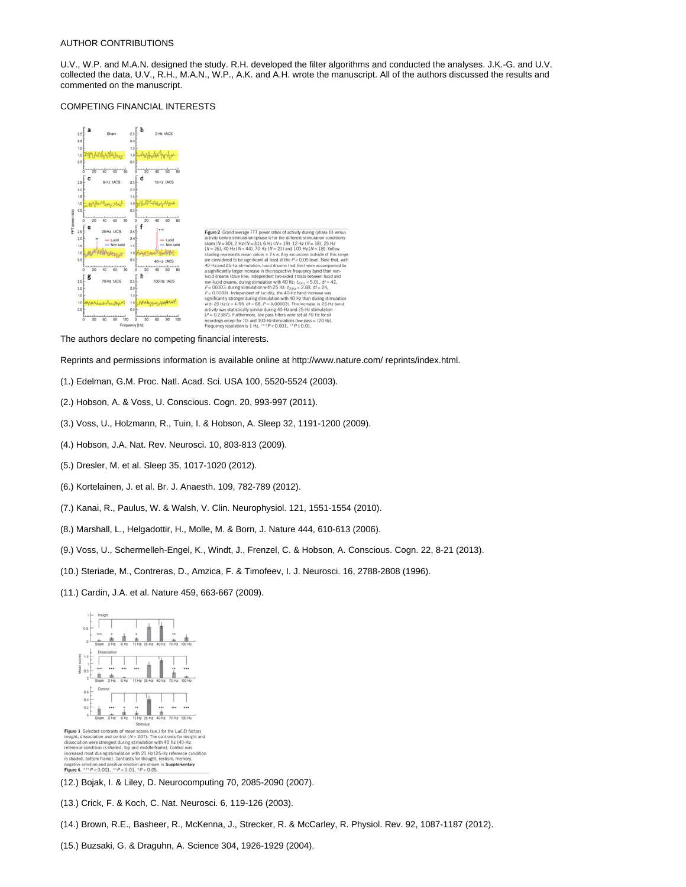AUTHOR CONTRIBUTIONS

U.V., W.P. and M.A.N. designed the study. R.H. developed the filter algorithms and conducted the analyses. J.K.-G. and U.V. collected the data, U.V., R.H., M.A.N., W.P., A.K. and A.H. wrote the manuscript. All of the authors discussed the results and commented on the manuscript.

COMPETING FINANCIAL INTERESTS

**Figure 2** Grand average FFT power ratios of activity during (phase II) versus activity before stimulation (phase I) for the different stimulation conditions: sham ($N$ = 30), 2 Hz ($N$ = 31), 6 Hz ($N$ = 19), 12 Hz ($N$ = 18), 25 Hz ($N$ = 26), 40 Hz ($N$ = 44), 70 Hz ($N$ = 21) and 100 Hz ($N$ = 18). Yellow shading represents mean values ± 2 s.e. Any excursions outside of this range are considered to be significant at least at the $P$ < 0.05 level. Note that, with 40-Hz and 25-Hz stimulation, lucid dreams (red line) were accompanied by a significantly larger increase in the respective frequency band than non-lucid dreams (blue line; independent two-sided $t$ tests between lucid and non-lucid dreams; during stimulation with 40 Hz: $t_{40Hz}$ = 5.01, df = 42, $P$ = 00003; during stimulation with 25 Hz: $t_{25Hz}$ = 2.80, df = 24, $P$ = 0.0098). Independent of lucidity, the 40-Hz band increase was significantly stronger during stimulation with 40 Hz than during stimulation with 25 Hz ($t$ = 4.55, df = 68, $P$ = 0.00003). The increase in 25-Hz band activity was statistically similar during 40-Hz and 25-Hz stimulation ($P$ = 0.2387). Furthermore, low pass filters were set at 70 Hz for all recordings except for 70- and 100-Hz stimulations (low pass = 120 Hz). Frequency resolution is 1 Hz. ***$P$ < 0.001, **$P$ ≤ 0.01.

The authors declare no competing financial interests.

Reprints and permissions information is available online at http://www.nature.com/ reprints/index.html.

(1.) Edelman, G.M. Proc. Natl. Acad. Sci. USA 100, 5520-5524 (2003).

(2.) Hobson, A. & Voss, U. Conscious. Cogn. 20, 993-997 (2011).

(3.) Voss, U., Holzmann, R., Tuin, I. & Hobson, A. Sleep 32, 1191-1200 (2009).

(4.) Hobson, J.A. Nat. Rev. Neurosci. 10, 803-813 (2009).

(5.) Dresler, M. et al. Sleep 35, 1017-1020 (2012).

(6.) Kortelainen, J. et al. Br. J. Anaesth. 109, 782-789 (2012).

(7.) Kanai, R., Paulus, W. & Walsh, V. Clin. Neurophysiol. 121, 1551-1554 (2010).

(8.) Marshall, L., Helgadottir, H., Molle, M. & Born, J. Nature 444, 610-613 (2006).

(9.) Voss, U., Schermelleh-Engel, K., Windt, J., Frenzel, C. & Hobson, A. Conscious. Cogn. 22, 8-21 (2013).

(10.) Steriade, M., Contreras, D., Amzica, F. & Timofeev, I. J. Neurosci. 16, 2788-2808 (1996).

(11.) Cardin, J.A. et al. Nature 459, 663-667 (2009).

**Figure 3** Selected contrasts of mean scores (s.e.) for the LuCiD factors insight, dissociation and control ($N$ = 207). The contrasts for insight and dissociation were strongest during stimulation with 40 Hz (40-Hz reference condition is shaded, top and middle frame). Control was increased most during stimulation with 25 Hz (25-Hz reference condition is shaded, bottom frame). Contrasts for thought, realism, memory, negative emotion and positive emotion are shown in **Supplementary Figure 6**. ***$P$ < 0.001, **$P$ < 0.01, *$P$ < 0.05.

(12.) Bojak, I. & Liley, D. Neurocomputing 70, 2085-2090 (2007).

(13.) Crick, F. & Koch, C. Nat. Neurosci. 6, 119-126 (2003).

(14.) Brown, R.E., Basheer, R., McKenna, J., Strecker, R. & McCarley, R. Physiol. Rev. 92, 1087-1187 (2012).

(15.) Buzsaki, G. & Draguhn, A. Science 304, 1926-1929 (2004).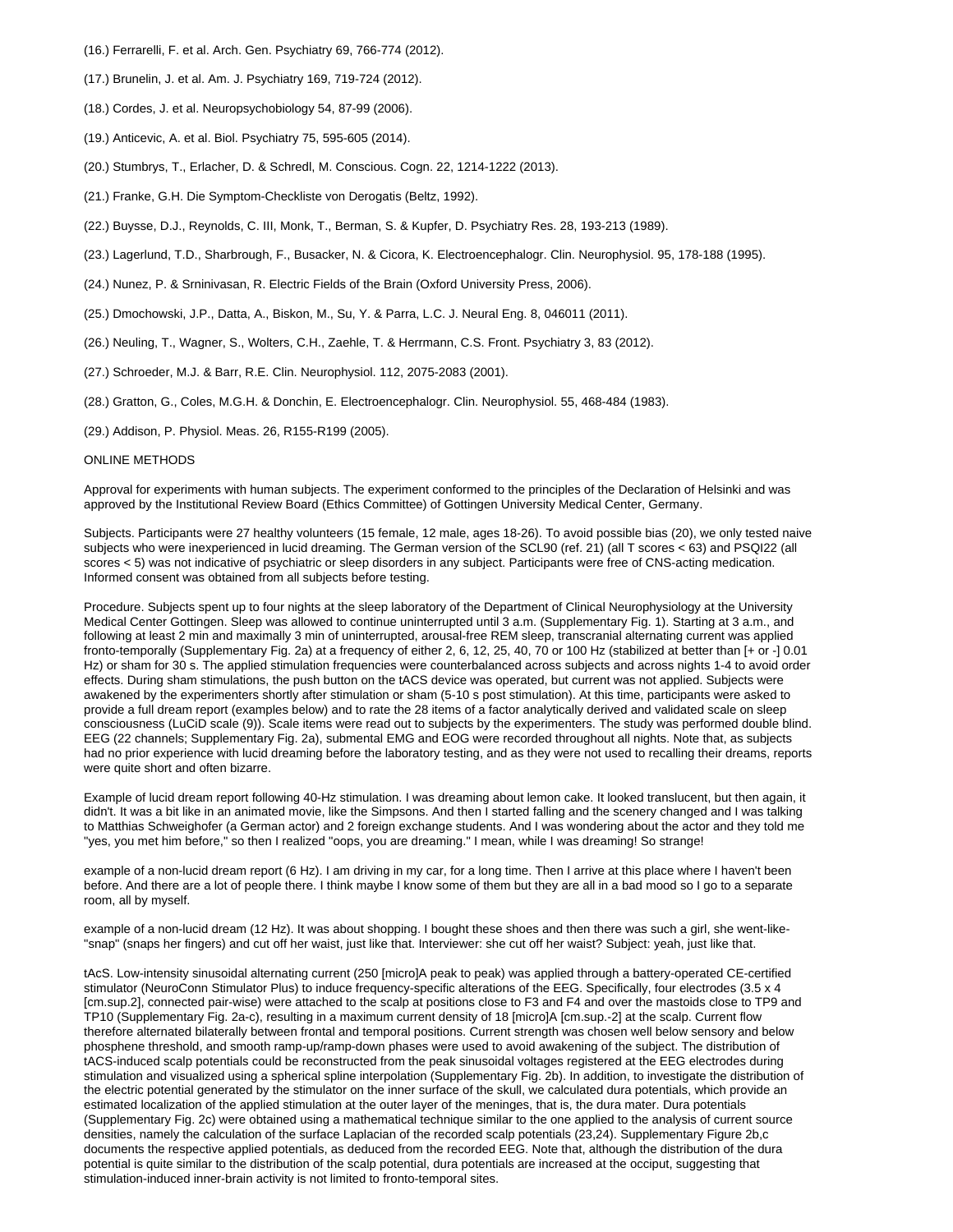(16.) Ferrarelli, F. et al. Arch. Gen. Psychiatry 69, 766-774 (2012).

(17.) Brunelin, J. et al. Am. J. Psychiatry 169, 719-724 (2012).

(18.) Cordes, J. et al. Neuropsychobiology 54, 87-99 (2006).

(19.) Anticevic, A. et al. Biol. Psychiatry 75, 595-605 (2014).

(20.) Stumbrys, T., Erlacher, D. & Schredl, M. Conscious. Cogn. 22, 1214-1222 (2013).

(21.) Franke, G.H. Die Symptom-Checkliste von Derogatis (Beltz, 1992).

(22.) Buysse, D.J., Reynolds, C. III, Monk, T., Berman, S. & Kupfer, D. Psychiatry Res. 28, 193-213 (1989).

(23.) Lagerlund, T.D., Sharbrough, F., Busacker, N. & Cicora, K. Electroencephalogr. Clin. Neurophysiol. 95, 178-188 (1995).

(24.) Nunez, P. & Srninivasan, R. Electric Fields of the Brain (Oxford University Press, 2006).

(25.) Dmochowski, J.P., Datta, A., Biskon, M., Su, Y. & Parra, L.C. J. Neural Eng. 8, 046011 (2011).

(26.) Neuling, T., Wagner, S., Wolters, C.H., Zaehle, T. & Herrmann, C.S. Front. Psychiatry 3, 83 (2012).

(27.) Schroeder, M.J. & Barr, R.E. Clin. Neurophysiol. 112, 2075-2083 (2001).

(28.) Gratton, G., Coles, M.G.H. & Donchin, E. Electroencephalogr. Clin. Neurophysiol. 55, 468-484 (1983).

(29.) Addison, P. Physiol. Meas. 26, R155-R199 (2005).

## ONLINE METHODS

Approval for experiments with human subjects. The experiment conformed to the principles of the Declaration of Helsinki and was approved by the Institutional Review Board (Ethics Committee) of Gottingen University Medical Center, Germany.

Subjects. Participants were 27 healthy volunteers (15 female, 12 male, ages 18-26). To avoid possible bias (20), we only tested naive subjects who were inexperienced in lucid dreaming. The German version of the SCL90 (ref. 21) (all T scores < 63) and PSQI22 (all scores < 5) was not indicative of psychiatric or sleep disorders in any subject. Participants were free of CNS-acting medication. Informed consent was obtained from all subjects before testing.

Procedure. Subjects spent up to four nights at the sleep laboratory of the Department of Clinical Neurophysiology at the University Medical Center Gottingen. Sleep was allowed to continue uninterrupted until 3 a.m. (Supplementary Fig. 1). Starting at 3 a.m., and following at least 2 min and maximally 3 min of uninterrupted, arousal-free REM sleep, transcranial alternating current was applied fronto-temporally (Supplementary Fig. 2a) at a frequency of either 2, 6, 12, 25, 40, 70 or 100 Hz (stabilized at better than [+ or -] 0.01 Hz) or sham for 30 s. The applied stimulation frequencies were counterbalanced across subjects and across nights 1-4 to avoid order effects. During sham stimulations, the push button on the tACS device was operated, but current was not applied. Subjects were awakened by the experimenters shortly after stimulation or sham (5-10 s post stimulation). At this time, participants were asked to provide a full dream report (examples below) and to rate the 28 items of a factor analytically derived and validated scale on sleep consciousness (LuCiD scale (9)). Scale items were read out to subjects by the experimenters. The study was performed double blind. EEG (22 channels; Supplementary Fig. 2a), submental EMG and EOG were recorded throughout all nights. Note that, as subjects had no prior experience with lucid dreaming before the laboratory testing, and as they were not used to recalling their dreams, reports were quite short and often bizarre.

Example of lucid dream report following 40-Hz stimulation. I was dreaming about lemon cake. It looked translucent, but then again, it didn't. It was a bit like in an animated movie, like the Simpsons. And then I started falling and the scenery changed and I was talking to Matthias Schweighofer (a German actor) and 2 foreign exchange students. And I was wondering about the actor and they told me "yes, you met him before," so then I realized "oops, you are dreaming." I mean, while I was dreaming! So strange!

example of a non-lucid dream report (6 Hz). I am driving in my car, for a long time. Then I arrive at this place where I haven't been before. And there are a lot of people there. I think maybe I know some of them but they are all in a bad mood so I go to a separate room, all by myself.

example of a non-lucid dream (12 Hz). It was about shopping. I bought these shoes and then there was such a girl, she went-like-"snap" (snaps her fingers) and cut off her waist, just like that. Interviewer: she cut off her waist? Subject: yeah, just like that.

tAcS. Low-intensity sinusoidal alternating current (250 [micro]A peak to peak) was applied through a battery-operated CE-certified stimulator (NeuroConn Stimulator Plus) to induce frequency-specific alterations of the EEG. Specifically, four electrodes (3.5 x 4 [cm.sup.2], connected pair-wise) were attached to the scalp at positions close to F3 and F4 and over the mastoids close to TP9 and TP10 (Supplementary Fig. 2a-c), resulting in a maximum current density of 18 [micro]A [cm.sup.-2] at the scalp. Current flow therefore alternated bilaterally between frontal and temporal positions. Current strength was chosen well below sensory and below phosphene threshold, and smooth ramp-up/ramp-down phases were used to avoid awakening of the subject. The distribution of tACS-induced scalp potentials could be reconstructed from the peak sinusoidal voltages registered at the EEG electrodes during stimulation and visualized using a spherical spline interpolation (Supplementary Fig. 2b). In addition, to investigate the distribution of the electric potential generated by the stimulator on the inner surface of the skull, we calculated dura potentials, which provide an estimated localization of the applied stimulation at the outer layer of the meninges, that is, the dura mater. Dura potentials (Supplementary Fig. 2c) were obtained using a mathematical technique similar to the one applied to the analysis of current source densities, namely the calculation of the surface Laplacian of the recorded scalp potentials (23,24). Supplementary Figure 2b,c documents the respective applied potentials, as deduced from the recorded EEG. Note that, although the distribution of the dura potential is quite similar to the distribution of the scalp potential, dura potentials are increased at the occiput, suggesting that stimulation-induced inner-brain activity is not limited to fronto-temporal sites.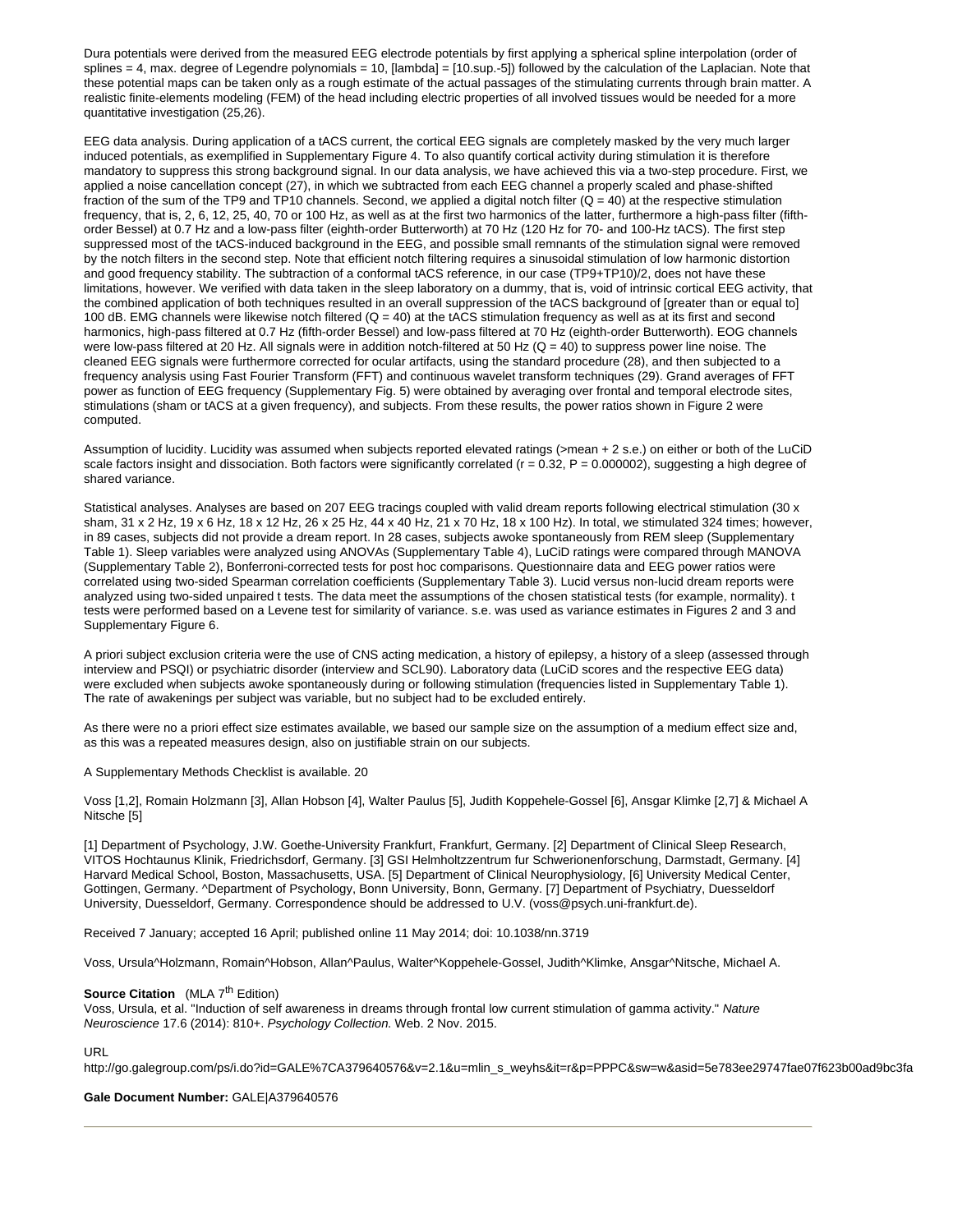Dura potentials were derived from the measured EEG electrode potentials by first applying a spherical spline interpolation (order of splines = 4, max. degree of Legendre polynomials = 10, [lambda] = [10.sup.-5]) followed by the calculation of the Laplacian. Note that these potential maps can be taken only as a rough estimate of the actual passages of the stimulating currents through brain matter. A realistic finite-elements modeling (FEM) of the head including electric properties of all involved tissues would be needed for a more quantitative investigation (25,26).

EEG data analysis. During application of a tACS current, the cortical EEG signals are completely masked by the very much larger induced potentials, as exemplified in Supplementary Figure 4. To also quantify cortical activity during stimulation it is therefore mandatory to suppress this strong background signal. In our data analysis, we have achieved this via a two-step procedure. First, we applied a noise cancellation concept (27), in which we subtracted from each EEG channel a properly scaled and phase-shifted fraction of the sum of the TP9 and TP10 channels. Second, we applied a digital notch filter (Q = 40) at the respective stimulation frequency, that is, 2, 6, 12, 25, 40, 70 or 100 Hz, as well as at the first two harmonics of the latter, furthermore a high-pass filter (fifth-order Bessel) at 0.7 Hz and a low-pass filter (eighth-order Butterworth) at 70 Hz (120 Hz for 70- and 100-Hz tACS). The first step suppressed most of the tACS-induced background in the EEG, and possible small remnants of the stimulation signal were removed by the notch filters in the second step. Note that efficient notch filtering requires a sinusoidal stimulation of low harmonic distortion and good frequency stability. The subtraction of a conformal tACS reference, in our case (TP9+TP10)/2, does not have these limitations, however. We verified with data taken in the sleep laboratory on a dummy, that is, void of intrinsic cortical EEG activity, that the combined application of both techniques resulted in an overall suppression of the tACS background of [greater than or equal to] 100 dB. EMG channels were likewise notch filtered (Q = 40) at the tACS stimulation frequency as well as at its first and second harmonics, high-pass filtered at 0.7 Hz (fifth-order Bessel) and low-pass filtered at 70 Hz (eighth-order Butterworth). EOG channels were low-pass filtered at 20 Hz. All signals were in addition notch-filtered at 50 Hz (Q = 40) to suppress power line noise. The cleaned EEG signals were furthermore corrected for ocular artifacts, using the standard procedure (28), and then subjected to a frequency analysis using Fast Fourier Transform (FFT) and continuous wavelet transform techniques (29). Grand averages of FFT power as function of EEG frequency (Supplementary Fig. 5) were obtained by averaging over frontal and temporal electrode sites, stimulations (sham or tACS at a given frequency), and subjects. From these results, the power ratios shown in Figure 2 were computed.

Assumption of lucidity. Lucidity was assumed when subjects reported elevated ratings (>mean + 2 s.e.) on either or both of the LuCiD scale factors insight and dissociation. Both factors were significantly correlated (r = 0.32, P = 0.000002), suggesting a high degree of shared variance.

Statistical analyses. Analyses are based on 207 EEG tracings coupled with valid dream reports following electrical stimulation (30 x sham, 31 x 2 Hz, 19 x 6 Hz, 18 x 12 Hz, 26 x 25 Hz, 44 x 40 Hz, 21 x 70 Hz, 18 x 100 Hz). In total, we stimulated 324 times; however, in 89 cases, subjects did not provide a dream report. In 28 cases, subjects awoke spontaneously from REM sleep (Supplementary Table 1). Sleep variables were analyzed using ANOVAs (Supplementary Table 4), LuCiD ratings were compared through MANOVA (Supplementary Table 2), Bonferroni-corrected tests for post hoc comparisons. Questionnaire data and EEG power ratios were correlated using two-sided Spearman correlation coefficients (Supplementary Table 3). Lucid versus non-lucid dream reports were analyzed using two-sided unpaired t tests. The data meet the assumptions of the chosen statistical tests (for example, normality). t tests were performed based on a Levene test for similarity of variance. s.e. was used as variance estimates in Figures 2 and 3 and Supplementary Figure 6.

A priori subject exclusion criteria were the use of CNS acting medication, a history of epilepsy, a history of a sleep (assessed through interview and PSQI) or psychiatric disorder (interview and SCL90). Laboratory data (LuCiD scores and the respective EEG data) were excluded when subjects awoke spontaneously during or following stimulation (frequencies listed in Supplementary Table 1). The rate of awakenings per subject was variable, but no subject had to be excluded entirely.

As there were no a priori effect size estimates available, we based our sample size on the assumption of a medium effect size and, as this was a repeated measures design, also on justifiable strain on our subjects.

A Supplementary Methods Checklist is available. 20

Voss [1,2], Romain Holzmann [3], Allan Hobson [4], Walter Paulus [5], Judith Koppehele-Gossel [6], Ansgar Klimke [2,7] & Michael A Nitsche [5]

[1] Department of Psychology, J.W. Goethe-University Frankfurt, Frankfurt, Germany. [2] Department of Clinical Sleep Research, VITOS Hochtaunus Klinik, Friedrichsdorf, Germany. [3] GSI Helmholtzzentrum fur Schwerionenforschung, Darmstadt, Germany. [4] Harvard Medical School, Boston, Massachusetts, USA. [5] Department of Clinical Neurophysiology, [6] University Medical Center, Gottingen, Germany. ^Department of Psychology, Bonn University, Bonn, Germany. [7] Department of Psychiatry, Duesseldorf University, Duesseldorf, Germany. Correspondence should be addressed to U.V. (voss@psych.uni-frankfurt.de).

Received 7 January; accepted 16 April; published online 11 May 2014; doi: 10.1038/nn.3719

Voss, Ursula^Holzmann, Romain^Hobson, Allan^Paulus, Walter^Koppehele-Gossel, Judith^Klimke, Ansgar^Nitsche, Michael A.

**Source Citation** (MLA 7th Edition)
Voss, Ursula, et al. "Induction of self awareness in dreams through frontal low current stimulation of gamma activity." *Nature Neuroscience* 17.6 (2014): 810+. *Psychology Collection.* Web. 2 Nov. 2015.

URL
http://go.galegroup.com/ps/i.do?id=GALE%7CA379640576&v=2.1&u=mlin_s_weyhs&it=r&p=PPPC&sw=w&asid=5e783ee29747fae07f623b00ad9bc3fa

**Gale Document Number:** GALE|A379640576